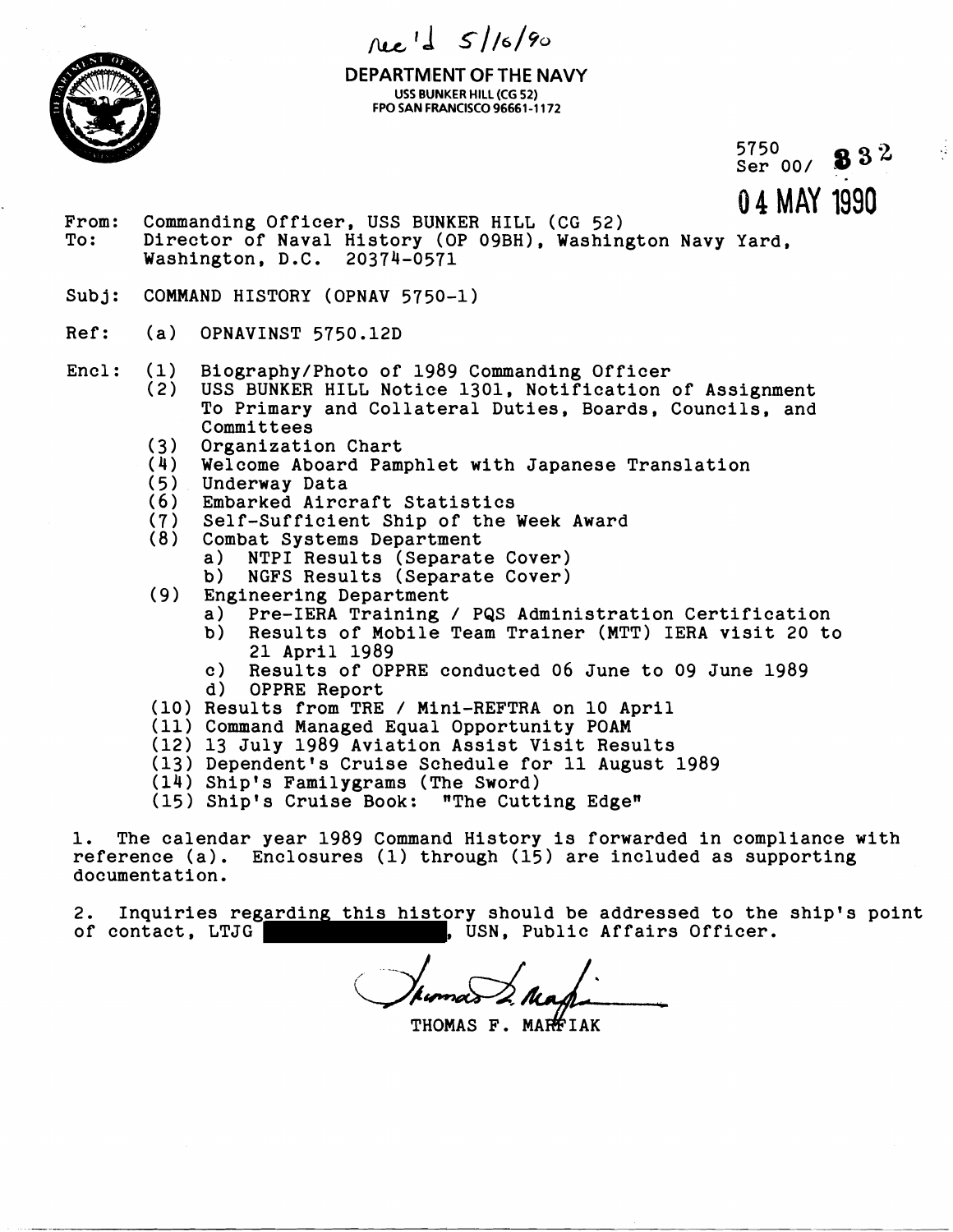Rec'd 5/16/90

**DEPARTMENT OF THE NAVY**
USS BUNKER HILL (CG 52)
FPO SAN FRANCISCO 96661-1172

5750
Ser 00/ 832

04 MAY 1990

From: Commanding Officer, USS BUNKER HILL (CG 52)
To: Director of Naval History (OP 09BH), Washington Navy Yard, Washington, D.C. 20374-0571

Subj: COMMAND HISTORY (OPNAV 5750-1)

Ref: (a) OPNAVINST 5750.12D

Encl: (1) Biography/Photo of 1989 Commanding Officer
(2) USS BUNKER HILL Notice 1301, Notification of Assignment To Primary and Collateral Duties, Boards, Councils, and Committees
(3) Organization Chart
(4) Welcome Aboard Pamphlet with Japanese Translation
(5) Underway Data
(6) Embarked Aircraft Statistics
(7) Self-Sufficient Ship of the Week Award
(8) Combat Systems Department
  a) NTPI Results (Separate Cover)
  b) NGFS Results (Separate Cover)
(9) Engineering Department
  a) Pre-IERA Training / PQS Administration Certification
  b) Results of Mobile Team Trainer (MTT) IERA visit 20 to 21 April 1989
  c) Results of OPPRE conducted 06 June to 09 June 1989
  d) OPPRE Report
(10) Results from TRE / Mini-REFTRA on 10 April
(11) Command Managed Equal Opportunity POAM
(12) 13 July 1989 Aviation Assist Visit Results
(13) Dependent's Cruise Schedule for 11 August 1989
(14) Ship's Familygrams (The Sword)
(15) Ship's Cruise Book: "The Cutting Edge"

1. The calendar year 1989 Command History is forwarded in compliance with reference (a). Enclosures (1) through (15) are included as supporting documentation.

2. Inquiries regarding this history should be addressed to the ship's point of contact, LTJG [REDACTED], USN, Public Affairs Officer.

THOMAS F. MARFIAK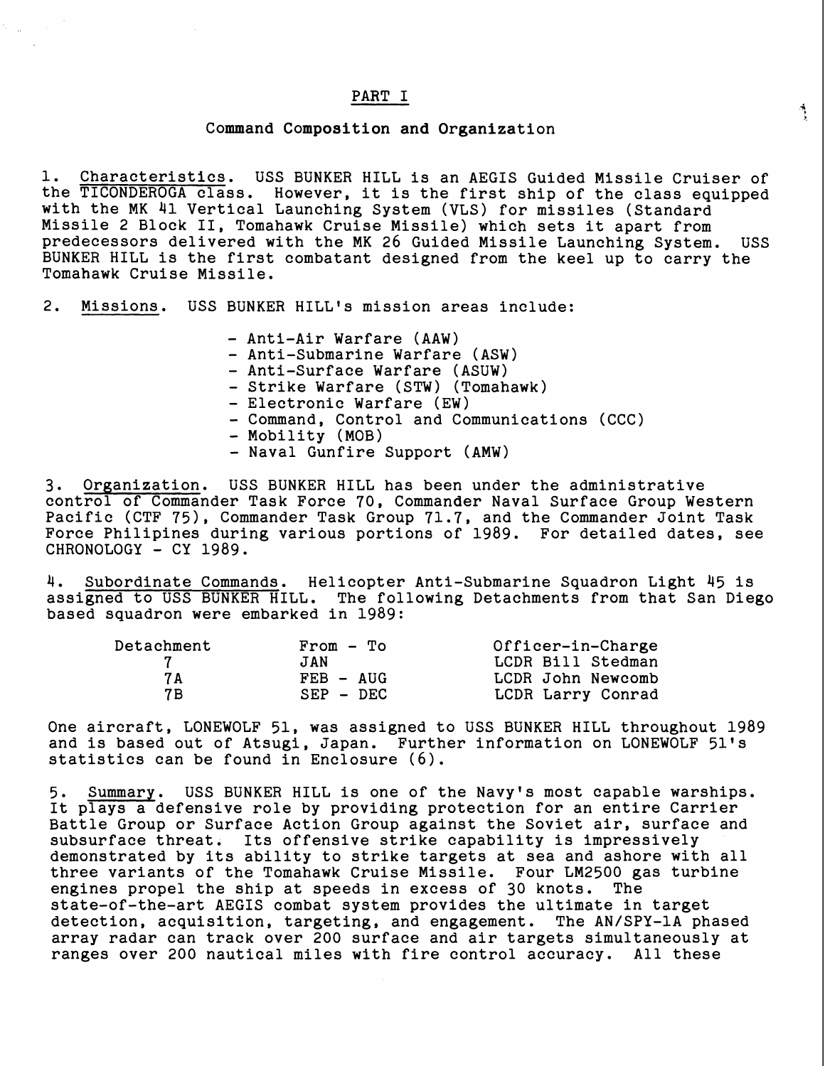# PART I

## Command Composition and Organization

1. Characteristics. USS BUNKER HILL is an AEGIS Guided Missile Cruiser of the TICONDEROGA class. However, it is the first ship of the class equipped with the MK 41 Vertical Launching System (VLS) for missiles (Standard Missile 2 Block II, Tomahawk Cruise Missile) which sets it apart from predecessors delivered with the MK 26 Guided Missile Launching System. USS BUNKER HILL is the first combatant designed from the keel up to carry the Tomahawk Cruise Missile.

2. Missions. USS BUNKER HILL's mission areas include:

- Anti-Air Warfare (AAW)
- Anti-Submarine Warfare (ASW)
- Anti-Surface Warfare (ASUW)
- Strike Warfare (STW) (Tomahawk)
- Electronic Warfare (EW)
- Command, Control and Communications (CCC)
- Mobility (MOB)
- Naval Gunfire Support (AMW)

3. Organization. USS BUNKER HILL has been under the administrative control of Commander Task Force 70, Commander Naval Surface Group Western Pacific (CTF 75), Commander Task Group 71.7, and the Commander Joint Task Force Philipines during various portions of 1989. For detailed dates, see CHRONOLOGY - CY 1989.

4. Subordinate Commands. Helicopter Anti-Submarine Squadron Light 45 is assigned to USS BUNKER HILL. The following Detachments from that San Diego based squadron were embarked in 1989:

| Detachment | From - To | Officer-in-Charge |
|---|---|---|
| 7 | JAN | LCDR Bill Stedman |
| 7A | FEB - AUG | LCDR John Newcomb |
| 7B | SEP - DEC | LCDR Larry Conrad |

One aircraft, LONEWOLF 51, was assigned to USS BUNKER HILL throughout 1989 and is based out of Atsugi, Japan. Further information on LONEWOLF 51's statistics can be found in Enclosure (6).

5. Summary. USS BUNKER HILL is one of the Navy's most capable warships. It plays a defensive role by providing protection for an entire Carrier Battle Group or Surface Action Group against the Soviet air, surface and subsurface threat. Its offensive strike capability is impressively demonstrated by its ability to strike targets at sea and ashore with all three variants of the Tomahawk Cruise Missile. Four LM2500 gas turbine engines propel the ship at speeds in excess of 30 knots. The state-of-the-art AEGIS combat system provides the ultimate in target detection, acquisition, targeting, and engagement. The AN/SPY-1A phased array radar can track over 200 surface and air targets simultaneously at ranges over 200 nautical miles with fire control accuracy. All these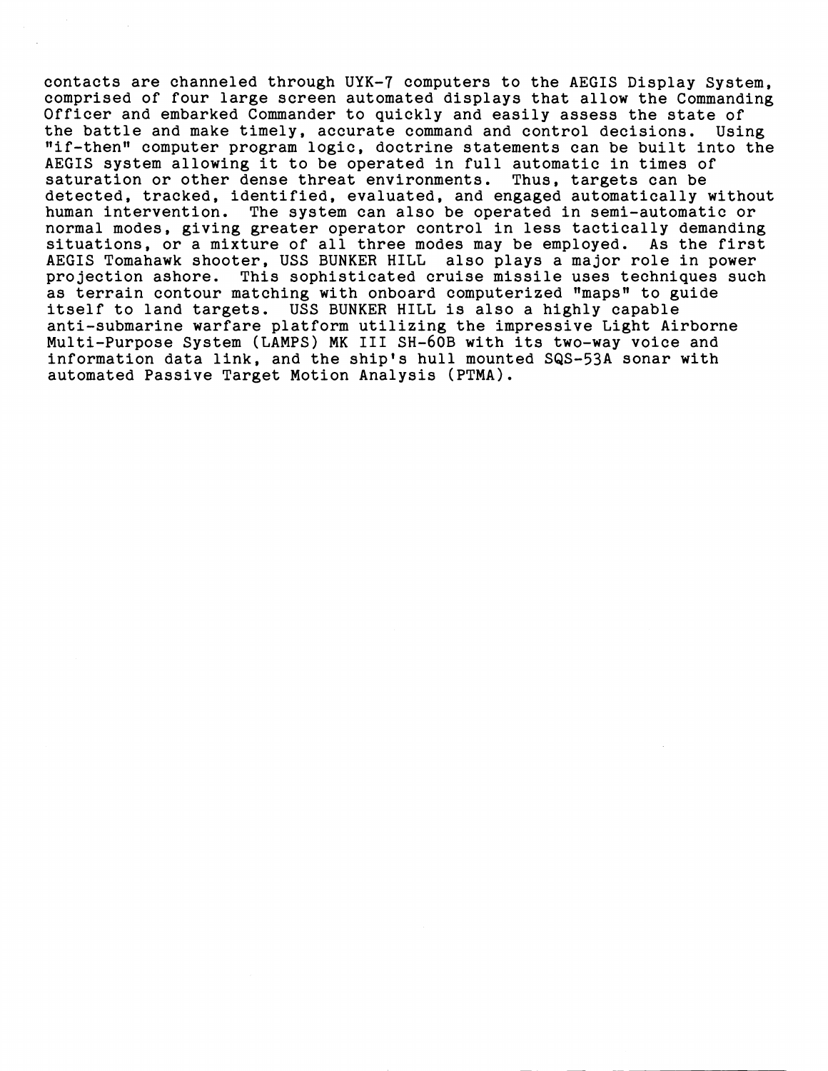contacts are channeled through UYK-7 computers to the AEGIS Display System, comprised of four large screen automated displays that allow the Commanding Officer and embarked Commander to quickly and easily assess the state of the battle and make timely, accurate command and control decisions. Using "if-then" computer program logic, doctrine statements can be built into the AEGIS system allowing it to be operated in full automatic in times of saturation or other dense threat environments. Thus, targets can be detected, tracked, identified, evaluated, and engaged automatically without human intervention. The system can also be operated in semi-automatic or normal modes, giving greater operator control in less tactically demanding situations, or a mixture of all three modes may be employed. As the first AEGIS Tomahawk shooter, USS BUNKER HILL also plays a major role in power projection ashore. This sophisticated cruise missile uses techniques such as terrain contour matching with onboard computerized "maps" to guide itself to land targets. USS BUNKER HILL is also a highly capable anti-submarine warfare platform utilizing the impressive Light Airborne Multi-Purpose System (LAMPS) MK III SH-60B with its two-way voice and information data link, and the ship's hull mounted SQS-53A sonar with automated Passive Target Motion Analysis (PTMA).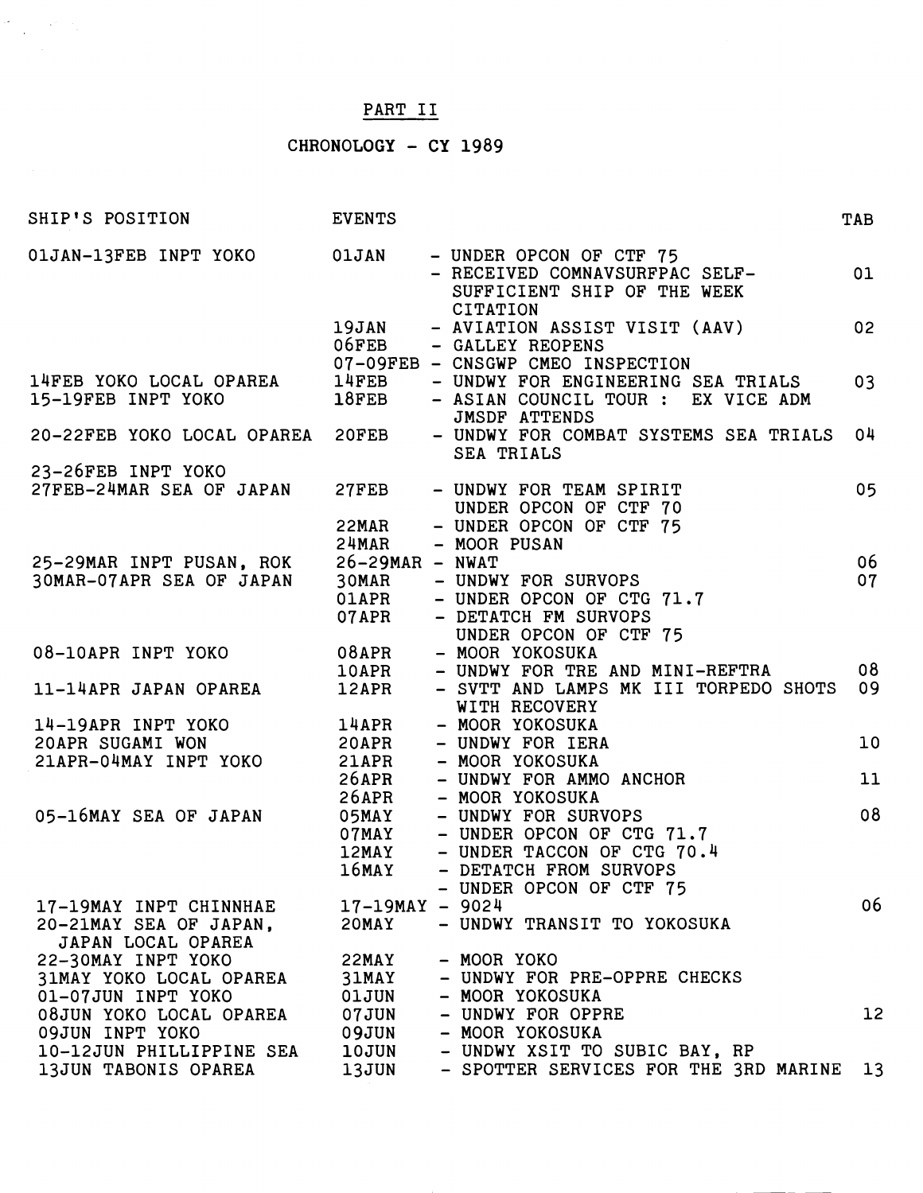# PART II

## CHRONOLOGY - CY 1989

| SHIP'S POSITION | EVENTS | | TAB |
|---|---|---|---|
| 01JAN-13FEB INPT YOKO | 01JAN | - UNDER OPCON OF CTF 75 | |
| | | - RECEIVED COMNAVSURFPAC SELF-SUFFICIENT SHIP OF THE WEEK CITATION | 01 |
| | 19JAN | - AVIATION ASSIST VISIT (AAV) | 02 |
| | 06FEB | - GALLEY REOPENS | |
| | 07-09FEB | - CNSGWP CMEO INSPECTION | |
| 14FEB YOKO LOCAL OPAREA | 14FEB | - UNDWY FOR ENGINEERING SEA TRIALS | 03 |
| 15-19FEB INPT YOKO | 18FEB | - ASIAN COUNCIL TOUR : EX VICE ADM JMSDF ATTENDS | |
| 20-22FEB YOKO LOCAL OPAREA | 20FEB | - UNDWY FOR COMBAT SYSTEMS SEA TRIALS SEA TRIALS | 04 |
| 23-26FEB INPT YOKO | | | |
| 27FEB-24MAR SEA OF JAPAN | 27FEB | - UNDWY FOR TEAM SPIRIT UNDER OPCON OF CTF 70 | 05 |
| | 22MAR | - UNDER OPCON OF CTF 75 | |
| | 24MAR | - MOOR PUSAN | |
| 25-29MAR INPT PUSAN, ROK | 26-29MAR | - NWAT | 06 |
| 30MAR-07APR SEA OF JAPAN | 30MAR | - UNDWY FOR SURVOPS | 07 |
| | 01APR | - UNDER OPCON OF CTG 71.7 | |
| | 07APR | - DETATCH FM SURVOPS UNDER OPCON OF CTF 75 | |
| 08-10APR INPT YOKO | 08APR | - MOOR YOKOSUKA | |
| | 10APR | - UNDWY FOR TRE AND MINI-REFTRA | 08 |
| 11-14APR JAPAN OPAREA | 12APR | - SVTT AND LAMPS MK III TORPEDO SHOTS WITH RECOVERY | 09 |
| 14-19APR INPT YOKO | 14APR | - MOOR YOKOSUKA | |
| 20APR SUGAMI WON | 20APR | - UNDWY FOR IERA | 10 |
| 21APR-04MAY INPT YOKO | 21APR | - MOOR YOKOSUKA | |
| | 26APR | - UNDWY FOR AMMO ANCHOR | 11 |
| | 26APR | - MOOR YOKOSUKA | |
| 05-16MAY SEA OF JAPAN | 05MAY | - UNDWY FOR SURVOPS | 08 |
| | 07MAY | - UNDER OPCON OF CTG 71.7 | |
| | 12MAY | - UNDER TACCON OF CTG 70.4 | |
| | 16MAY | - DETATCH FROM SURVOPS | |
| | | - UNDER OPCON OF CTF 75 | |
| 17-19MAY INPT CHINNHAE | 17-19MAY | - 9024 | 06 |
| 20-21MAY SEA OF JAPAN, JAPAN LOCAL OPAREA | 20MAY | - UNDWY TRANSIT TO YOKOSUKA | |
| 22-30MAY INPT YOKO | 22MAY | - MOOR YOKO | |
| 31MAY YOKO LOCAL OPAREA | 31MAY | - UNDWY FOR PRE-OPPRE CHECKS | |
| 01-07JUN INPT YOKO | 01JUN | - MOOR YOKOSUKA | |
| 08JUN YOKO LOCAL OPAREA | 07JUN | - UNDWY FOR OPPRE | 12 |
| 09JUN INPT YOKO | 09JUN | - MOOR YOKOSUKA | |
| 10-12JUN PHILLIPPINE SEA | 10JUN | - UNDWY XSIT TO SUBIC BAY, RP | |
| 13JUN TABONIS OPAREA | 13JUN | - SPOTTER SERVICES FOR THE 3RD MARINE | 13 |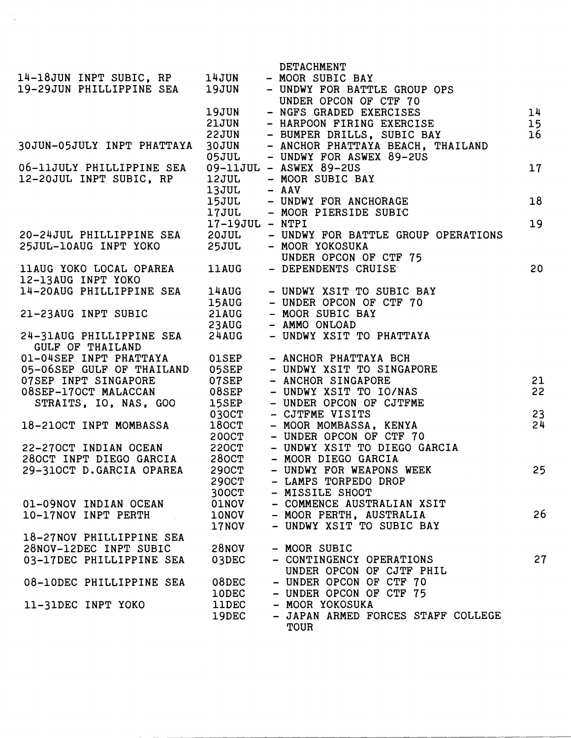| | | | |
|---|---|---|---|
| | | DETACHMENT | |
| 14-18JUN INPT SUBIC, RP | 14JUN | - MOOR SUBIC BAY | |
| 19-29JUN PHILLIPPINE SEA | 19JUN | - UNDWY FOR BATTLE GROUP OPS UNDER OPCON OF CTF 70 | |
| | 19JUN | - NGFS GRADED EXERCISES | 14 |
| | 21JUN | - HARPOON FIRING EXERCISE | 15 |
| | 22JUN | - BUMPER DRILLS, SUBIC BAY | 16 |
| 30JUN-05JULY INPT PHATTAYA | 30JUN | - ANCHOR PHATTAYA BEACH, THAILAND | |
| | 05JUL | - UNDWY FOR ASWEX 89-2US | |
| 06-11JULY PHILLIPPINE SEA | 09-11JUL | - ASWEX 89-2US | 17 |
| 12-20JUL INPT SUBIC, RP | 12JUL | - MOOR SUBIC BAY | |
| | 13JUL | - AAV | |
| | 15JUL | - UNDWY FOR ANCHORAGE | 18 |
| | 17JUL | - MOOR PIERSIDE SUBIC | |
| | 17-19JUL | - NTPI | 19 |
| 20-24JUL PHILLIPPINE SEA | 20JUL | - UNDWY FOR BATTLE GROUP OPERATIONS | |
| 25JUL-10AUG INPT YOKO | 25JUL | - MOOR YOKOSUKA UNDER OPCON OF CTF 75 | |
| 11AUG YOKO LOCAL OPAREA | 11AUG | - DEPENDENTS CRUISE | 20 |
| 12-13AUG INPT YOKO | | | |
| 14-20AUG PHILLIPPINE SEA | 14AUG | - UNDWY XSIT TO SUBIC BAY | |
| | 15AUG | - UNDER OPCON OF CTF 70 | |
| 21-23AUG INPT SUBIC | 21AUG | - MOOR SUBIC BAY | |
| | 23AUG | - AMMO ONLOAD | |
| 24-31AUG PHILLIPPINE SEA GULF OF THAILAND | 24AUG | - UNDWY XSIT TO PHATTAYA | |
| 01-04SEP INPT PHATTAYA | 01SEP | - ANCHOR PHATTAYA BCH | |
| 05-06SEP GULF OF THAILAND | 05SEP | - UNDWY XSIT TO SINGAPORE | |
| 07SEP INPT SINGAPORE | 07SEP | - ANCHOR SINGAPORE | 21 |
| 08SEP-17OCT MALACCAN STRAITS, IO, NAS, GOO | 08SEP | - UNDWY XSIT TO IO/NAS | 22 |
| | 15SEP | - UNDER OPCON OF CJTFME | |
| | 03OCT | - CJTFME VISITS | 23 |
| 18-21OCT INPT MOMBASSA | 18OCT | - MOOR MOMBASSA, KENYA | 24 |
| | 20OCT | - UNDER OPCON OF CTF 70 | |
| 22-27OCT INDIAN OCEAN | 22OCT | - UNDWY XSIT TO DIEGO GARCIA | |
| 28OCT INPT DIEGO GARCIA | 28OCT | - MOOR DIEGO GARCIA | |
| 29-31OCT D.GARCIA OPAREA | 29OCT | - UNDWY FOR WEAPONS WEEK | 25 |
| | 29OCT | - LAMPS TORPEDO DROP | |
| | 30OCT | - MISSILE SHOOT | |
| 01-09NOV INDIAN OCEAN | 01NOV | - COMMENCE AUSTRALIAN XSIT | |
| 10-17NOV INPT PERTH | 10NOV | - MOOR PERTH, AUSTRALIA | 26 |
| | 17NOV | - UNDWY XSIT TO SUBIC BAY | |
| 18-27NOV PHILLIPPINE SEA | | | |
| 28NOV-12DEC INPT SUBIC | 28NOV | - MOOR SUBIC | |
| 03-17DEC PHILLIPPINE SEA | 03DEC | - CONTINGENCY OPERATIONS UNDER OPCON OF CJTF PHIL | 27 |
| 08-10DEC PHILLIPPINE SEA | 08DEC | - UNDER OPCON OF CTF 70 | |
| | 10DEC | - UNDER OPCON OF CTF 75 | |
| 11-31DEC INPT YOKO | 11DEC | - MOOR YOKOSUKA | |
| | 19DEC | - JAPAN ARMED FORCES STAFF COLLEGE TOUR | |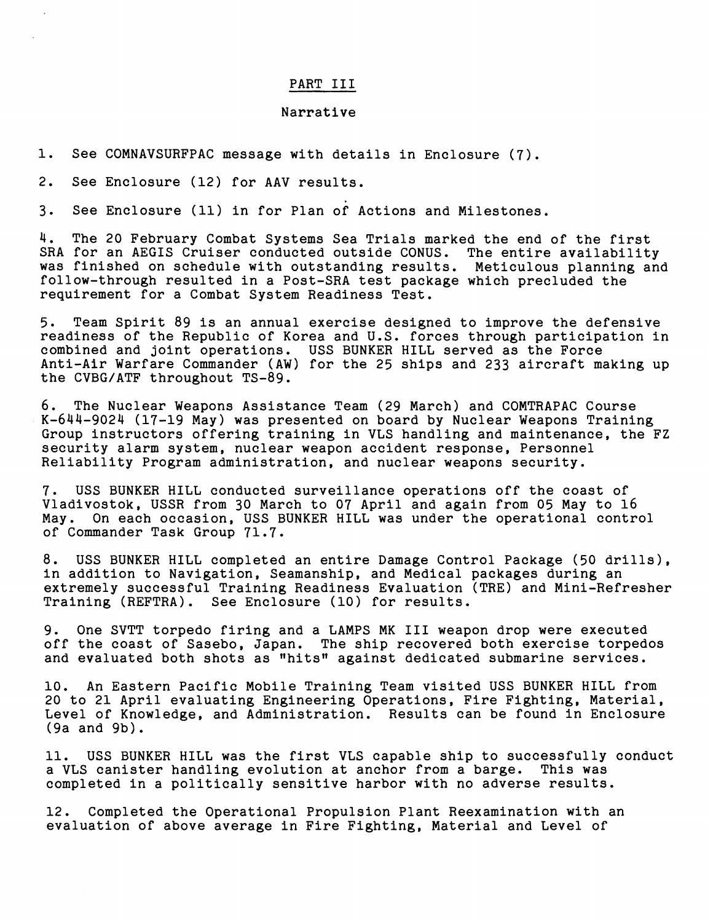# PART III

## Narrative

1. See COMNAVSURFPAC message with details in Enclosure (7).

2. See Enclosure (12) for AAV results.

3. See Enclosure (11) in for Plan of Actions and Milestones.

4. The 20 February Combat Systems Sea Trials marked the end of the first SRA for an AEGIS Cruiser conducted outside CONUS. The entire availability was finished on schedule with outstanding results. Meticulous planning and follow-through resulted in a Post-SRA test package which precluded the requirement for a Combat System Readiness Test.

5. Team Spirit 89 is an annual exercise designed to improve the defensive readiness of the Republic of Korea and U.S. forces through participation in combined and joint operations. USS BUNKER HILL served as the Force Anti-Air Warfare Commander (AW) for the 25 ships and 233 aircraft making up the CVBG/ATF throughout TS-89.

6. The Nuclear Weapons Assistance Team (29 March) and COMTRAPAC Course K-644-9024 (17-19 May) was presented on board by Nuclear Weapons Training Group instructors offering training in VLS handling and maintenance, the FZ security alarm system, nuclear weapon accident response, Personnel Reliability Program administration, and nuclear weapons security.

7. USS BUNKER HILL conducted surveillance operations off the coast of Vladivostok, USSR from 30 March to 07 April and again from 05 May to 16 May. On each occasion, USS BUNKER HILL was under the operational control of Commander Task Group 71.7.

8. USS BUNKER HILL completed an entire Damage Control Package (50 drills), in addition to Navigation, Seamanship, and Medical packages during an extremely successful Training Readiness Evaluation (TRE) and Mini-Refresher Training (REFTRA). See Enclosure (10) for results.

9. One SVTT torpedo firing and a LAMPS MK III weapon drop were executed off the coast of Sasebo, Japan. The ship recovered both exercise torpedos and evaluated both shots as "hits" against dedicated submarine services.

10. An Eastern Pacific Mobile Training Team visited USS BUNKER HILL from 20 to 21 April evaluating Engineering Operations, Fire Fighting, Material, Level of Knowledge, and Administration. Results can be found in Enclosure (9a and 9b).

11. USS BUNKER HILL was the first VLS capable ship to successfully conduct a VLS canister handling evolution at anchor from a barge. This was completed in a politically sensitive harbor with no adverse results.

12. Completed the Operational Propulsion Plant Reexamination with an evaluation of above average in Fire Fighting, Material and Level of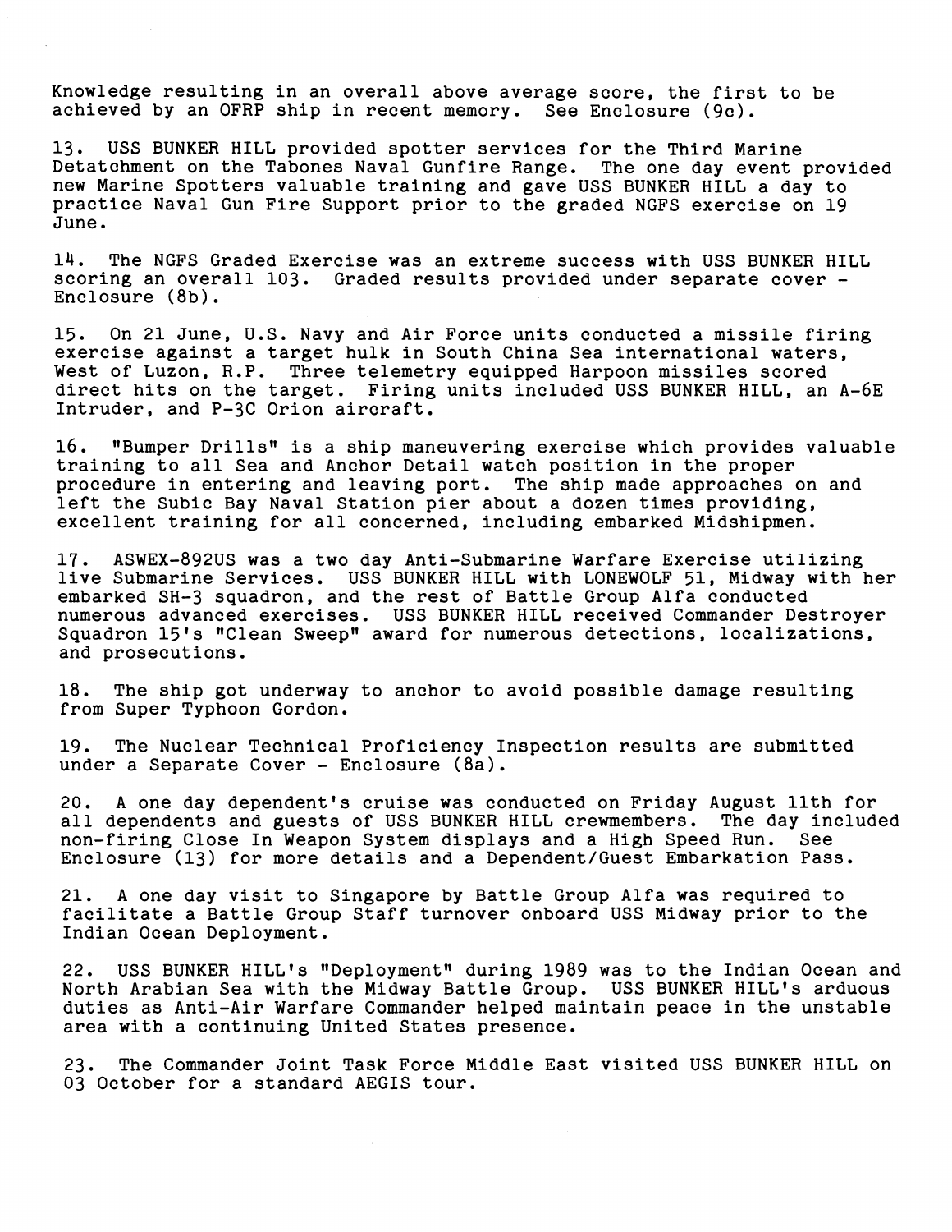Knowledge resulting in an overall above average score, the first to be achieved by an OFRP ship in recent memory. See Enclosure (9c).

13. USS BUNKER HILL provided spotter services for the Third Marine Detatchment on the Tabones Naval Gunfire Range. The one day event provided new Marine Spotters valuable training and gave USS BUNKER HILL a day to practice Naval Gun Fire Support prior to the graded NGFS exercise on 19 June.

14. The NGFS Graded Exercise was an extreme success with USS BUNKER HILL scoring an overall 103. Graded results provided under separate cover - Enclosure (8b).

15. On 21 June, U.S. Navy and Air Force units conducted a missile firing exercise against a target hulk in South China Sea international waters, West of Luzon, R.P. Three telemetry equipped Harpoon missiles scored direct hits on the target. Firing units included USS BUNKER HILL, an A-6E Intruder, and P-3C Orion aircraft.

16. "Bumper Drills" is a ship maneuvering exercise which provides valuable training to all Sea and Anchor Detail watch position in the proper procedure in entering and leaving port. The ship made approaches on and left the Subic Bay Naval Station pier about a dozen times providing, excellent training for all concerned, including embarked Midshipmen.

17. ASWEX-892US was a two day Anti-Submarine Warfare Exercise utilizing live Submarine Services. USS BUNKER HILL with LONEWOLF 51, Midway with her embarked SH-3 squadron, and the rest of Battle Group Alfa conducted numerous advanced exercises. USS BUNKER HILL received Commander Destroyer Squadron 15's "Clean Sweep" award for numerous detections, localizations, and prosecutions.

18. The ship got underway to anchor to avoid possible damage resulting from Super Typhoon Gordon.

19. The Nuclear Technical Proficiency Inspection results are submitted under a Separate Cover - Enclosure (8a).

20. A one day dependent's cruise was conducted on Friday August 11th for all dependents and guests of USS BUNKER HILL crewmembers. The day included non-firing Close In Weapon System displays and a High Speed Run. See Enclosure (13) for more details and a Dependent/Guest Embarkation Pass.

21. A one day visit to Singapore by Battle Group Alfa was required to facilitate a Battle Group Staff turnover onboard USS Midway prior to the Indian Ocean Deployment.

22. USS BUNKER HILL's "Deployment" during 1989 was to the Indian Ocean and North Arabian Sea with the Midway Battle Group. USS BUNKER HILL's arduous duties as Anti-Air Warfare Commander helped maintain peace in the unstable area with a continuing United States presence.

23. The Commander Joint Task Force Middle East visited USS BUNKER HILL on 03 October for a standard AEGIS tour.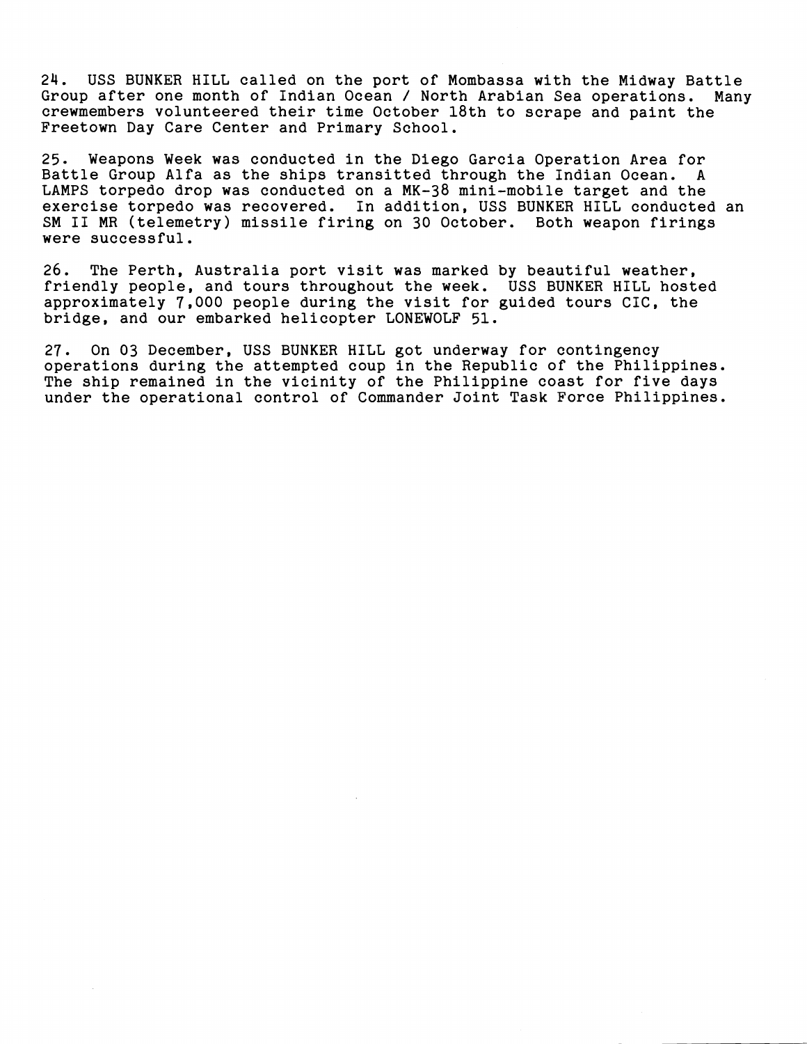24. USS BUNKER HILL called on the port of Mombassa with the Midway Battle Group after one month of Indian Ocean / North Arabian Sea operations. Many crewmembers volunteered their time October 18th to scrape and paint the Freetown Day Care Center and Primary School.

25. Weapons Week was conducted in the Diego Garcia Operation Area for Battle Group Alfa as the ships transitted through the Indian Ocean. A LAMPS torpedo drop was conducted on a MK-38 mini-mobile target and the exercise torpedo was recovered. In addition, USS BUNKER HILL conducted an SM II MR (telemetry) missile firing on 30 October. Both weapon firings were successful.

26. The Perth, Australia port visit was marked by beautiful weather, friendly people, and tours throughout the week. USS BUNKER HILL hosted approximately 7,000 people during the visit for guided tours CIC, the bridge, and our embarked helicopter LONEWOLF 51.

27. On 03 December, USS BUNKER HILL got underway for contingency operations during the attempted coup in the Republic of the Philippines. The ship remained in the vicinity of the Philippine coast for five days under the operational control of Commander Joint Task Force Philippines.